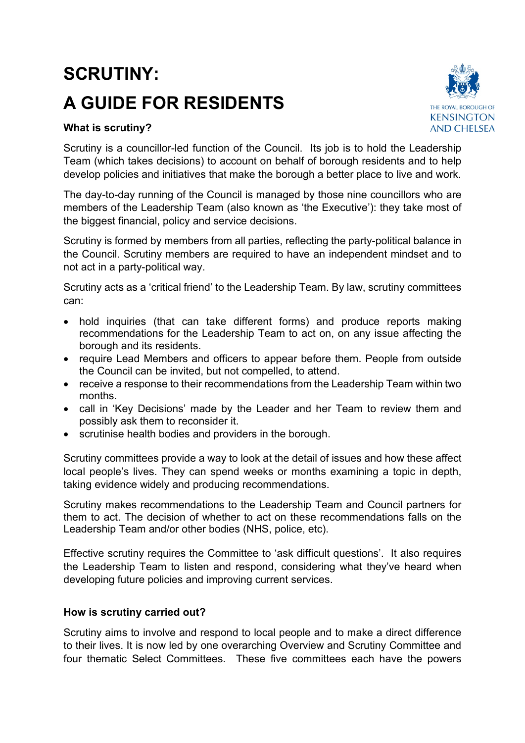# SCRUTINY: A GUIDE FOR RESIDENTS

THE ROYAL BOROUGH OF KENSINGTON AND CHELSEA

### What is scrutiny?

Scrutiny is a councillor-led function of the Council. Its job is to hold the Leadership Team (which takes decisions) to account on behalf of borough residents and to help develop policies and initiatives that make the borough a better place to live and work.

The day-to-day running of the Council is managed by those nine councillors who are members of the Leadership Team (also known as 'the Executive'): they take most of the biggest financial, policy and service decisions.

Scrutiny is formed by members from all parties, reflecting the party-political balance in the Council. Scrutiny members are required to have an independent mindset and to not act in a party-political way.

Scrutiny acts as a 'critical friend' to the Leadership Team. By law, scrutiny committees can:

- hold inquiries (that can take different forms) and produce reports making recommendations for the Leadership Team to act on, on any issue affecting the borough and its residents.
- require Lead Members and officers to appear before them. People from outside the Council can be invited, but not compelled, to attend.
- receive a response to their recommendations from the Leadership Team within two months.
- call in 'Key Decisions' made by the Leader and her Team to review them and possibly ask them to reconsider it.
- scrutinise health bodies and providers in the borough.

Scrutiny committees provide a way to look at the detail of issues and how these affect local people's lives. They can spend weeks or months examining a topic in depth, taking evidence widely and producing recommendations.

Scrutiny makes recommendations to the Leadership Team and Council partners for them to act. The decision of whether to act on these recommendations falls on the Leadership Team and/or other bodies (NHS, police, etc).

Effective scrutiny requires the Committee to 'ask difficult questions'. It also requires the Leadership Team to listen and respond, considering what they've heard when developing future policies and improving current services.

### How is scrutiny carried out?

Scrutiny aims to involve and respond to local people and to make a direct difference to their lives. It is now led by one overarching Overview and Scrutiny Committee and four thematic Select Committees. These five committees each have the powers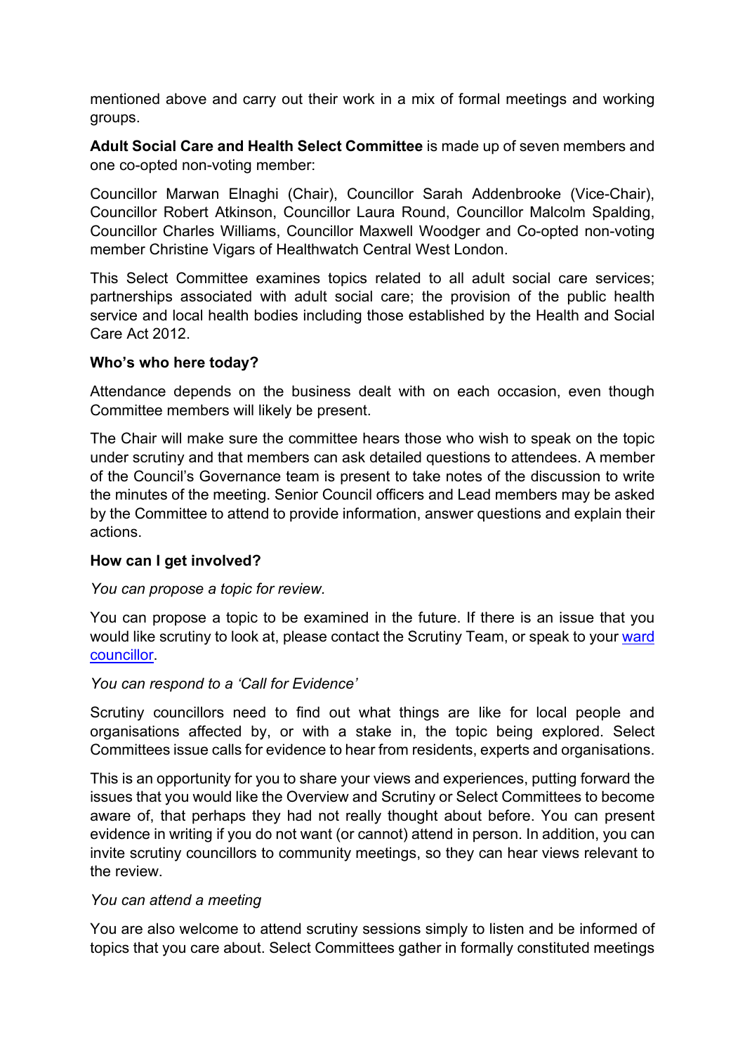mentioned above and carry out their work in a mix of formal meetings and working groups.

**Adult Social Care and Health Select Committee** is made up of seven members and one co-opted non-voting member:

Councillor Marwan Elnaghi (Chair), Councillor Sarah Addenbrooke (Vice-Chair), Councillor Robert Atkinson, Councillor Laura Round, Councillor Malcolm Spalding, Councillor Charles Williams, Councillor Maxwell Woodger and Co-opted non-voting member Christine Vigars of Healthwatch Central West London.

This Select Committee examines topics related to all adult social care services; partnerships associated with adult social care; the provision of the public health service and local health bodies including those established by the Health and Social Care Act 2012.

**Who's who here today?**

Attendance depends on the business dealt with on each occasion, even though Committee members will likely be present.

The Chair will make sure the committee hears those who wish to speak on the topic under scrutiny and that members can ask detailed questions to attendees. A member of the Council's Governance team is present to take notes of the discussion to write the minutes of the meeting. Senior Council officers and Lead members may be asked by the Committee to attend to provide information, answer questions and explain their actions.

**How can I get involved?**

*You can propose a topic for review.*

You can propose a topic to be examined in the future. If there is an issue that you would like scrutiny to look at, please contact the Scrutiny Team, or speak to your ward councillor.

*You can respond to a 'Call for Evidence'*

Scrutiny councillors need to find out what things are like for local people and organisations affected by, or with a stake in, the topic being explored. Select Committees issue calls for evidence to hear from residents, experts and organisations.

This is an opportunity for you to share your views and experiences, putting forward the issues that you would like the Overview and Scrutiny or Select Committees to become aware of, that perhaps they had not really thought about before. You can present evidence in writing if you do not want (or cannot) attend in person. In addition, you can invite scrutiny councillors to community meetings, so they can hear views relevant to the review.

*You can attend a meeting*

You are also welcome to attend scrutiny sessions simply to listen and be informed of topics that you care about. Select Committees gather in formally constituted meetings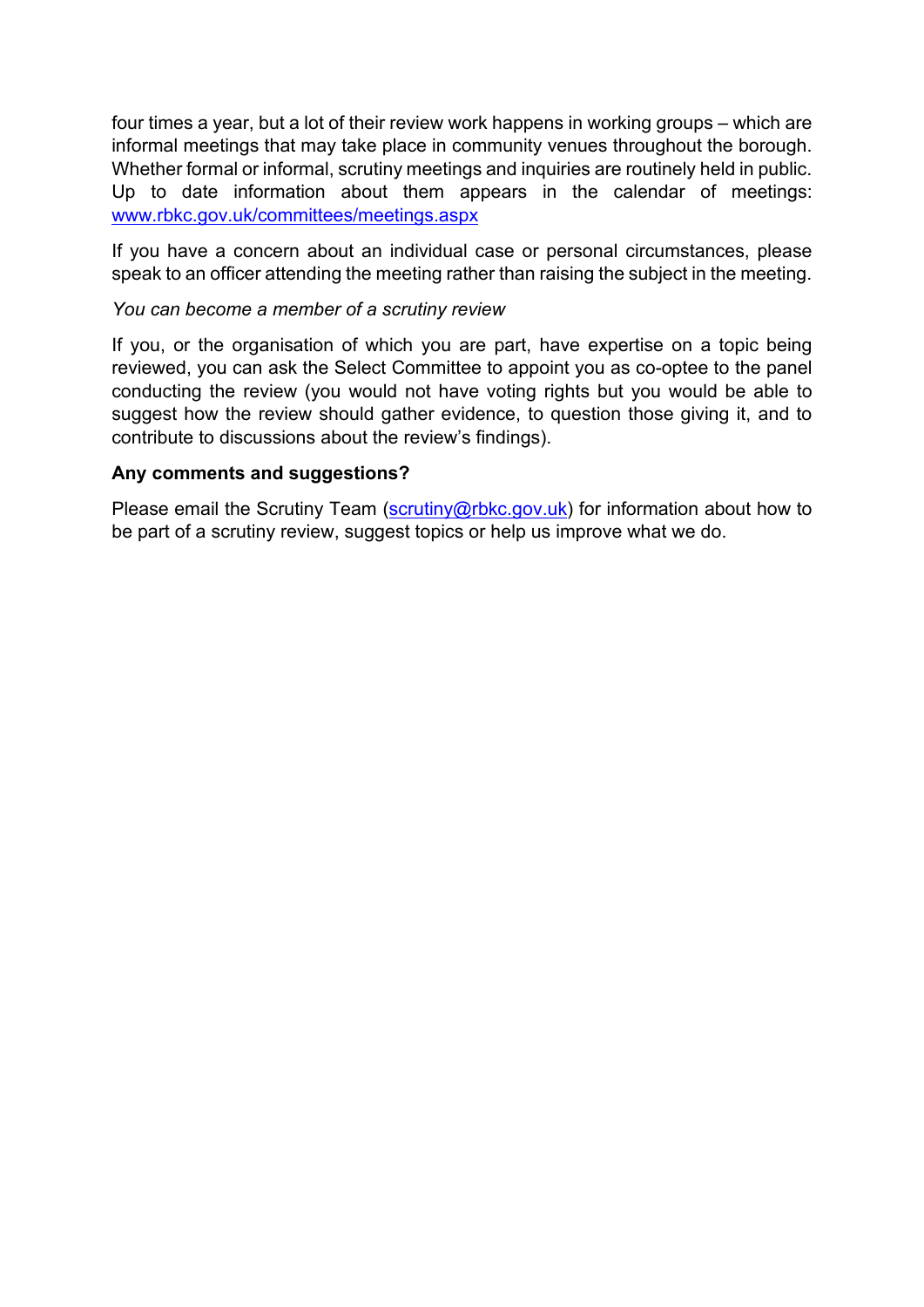four times a year, but a lot of their review work happens in working groups – which are informal meetings that may take place in community venues throughout the borough. Whether formal or informal, scrutiny meetings and inquiries are routinely held in public. Up to date information about them appears in the calendar of meetings: [www.rbkc.gov.uk/committees/meetings.aspx](http://www.rbkc.gov.uk/committees/meetings.aspx)

If you have a concern about an individual case or personal circumstances, please speak to an officer attending the meeting rather than raising the subject in the meeting.

*You can become a member of a scrutiny review*

If you, or the organisation of which you are part, have expertise on a topic being reviewed, you can ask the Select Committee to appoint you as co-optee to the panel conducting the review (you would not have voting rights but you would be able to suggest how the review should gather evidence, to question those giving it, and to contribute to discussions about the review's findings).

**Any comments and suggestions?**

Please email the Scrutiny Team ([scrutiny@rbkc.gov.uk](mailto:scrutiny@rbkc.gov.uk)) for information about how to be part of a scrutiny review, suggest topics or help us improve what we do.